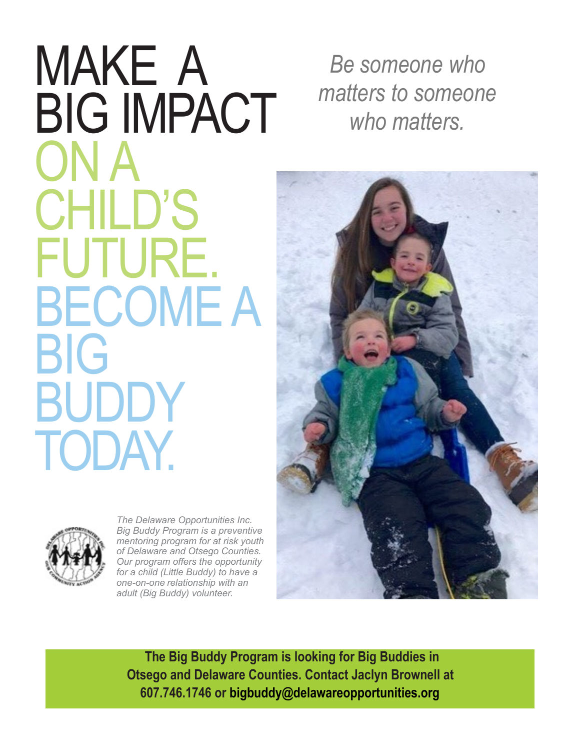# MAKE A BIG IMPACT ON A CHILD'S FUTURE. BECOME A BIG BUDDY TODAY.

*Be someone who matters to someone who matters.*

*The Delaware Opportunities Inc. Big Buddy Program is a preventive mentoring program for at risk youth of Delaware and Otsego Counties. Our program offers the opportunity for a child (Little Buddy) to have a one-on-one relationship with an adult (Big Buddy) volunteer.*

**The Big Buddy Program is looking for Big Buddies in Otsego and Delaware Counties. Contact Jaclyn Brownell at 607.746.1746 or bigbuddy@delawareopportunities.org**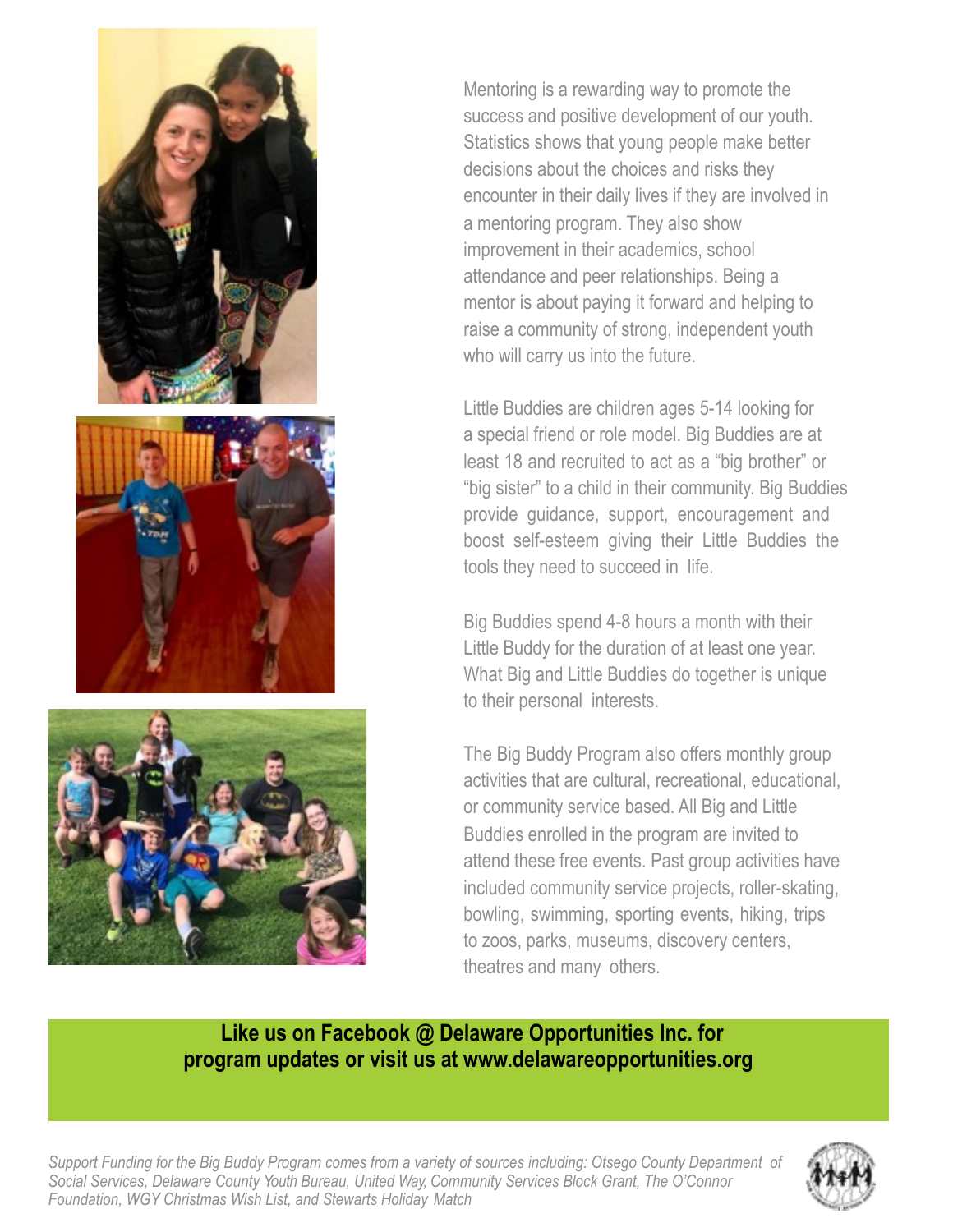Mentoring is a rewarding way to promote the success and positive development of our youth. Statistics shows that young people make better decisions about the choices and risks they encounter in their daily lives if they are involved in a mentoring program. They also show improvement in their academics, school attendance and peer relationships. Being a mentor is about paying it forward and helping to raise a community of strong, independent youth who will carry us into the future.

Little Buddies are children ages 5-14 looking for a special friend or role model. Big Buddies are at least 18 and recruited to act as a "big brother" or "big sister" to a child in their community. Big Buddies provide guidance, support, encouragement and boost self-esteem giving their Little Buddies the tools they need to succeed in life.

Big Buddies spend 4-8 hours a month with their Little Buddy for the duration of at least one year. What Big and Little Buddies do together is unique to their personal interests.

The Big Buddy Program also offers monthly group activities that are cultural, recreational, educational, or community service based. All Big and Little Buddies enrolled in the program are invited to attend these free events. Past group activities have included community service projects, roller-skating, bowling, swimming, sporting events, hiking, trips to zoos, parks, museums, discovery centers, theatres and many others.

**Like us on Facebook @ Delaware Opportunities Inc. for program updates or visit us at www.delawareopportunities.org**

*Support Funding for the Big Buddy Program comes from a variety of sources including: Otsego County Department of Social Services, Delaware County Youth Bureau, United Way, Community Services Block Grant, The O'Connor Foundation, WGY Christmas Wish List, and Stewarts Holiday Match*